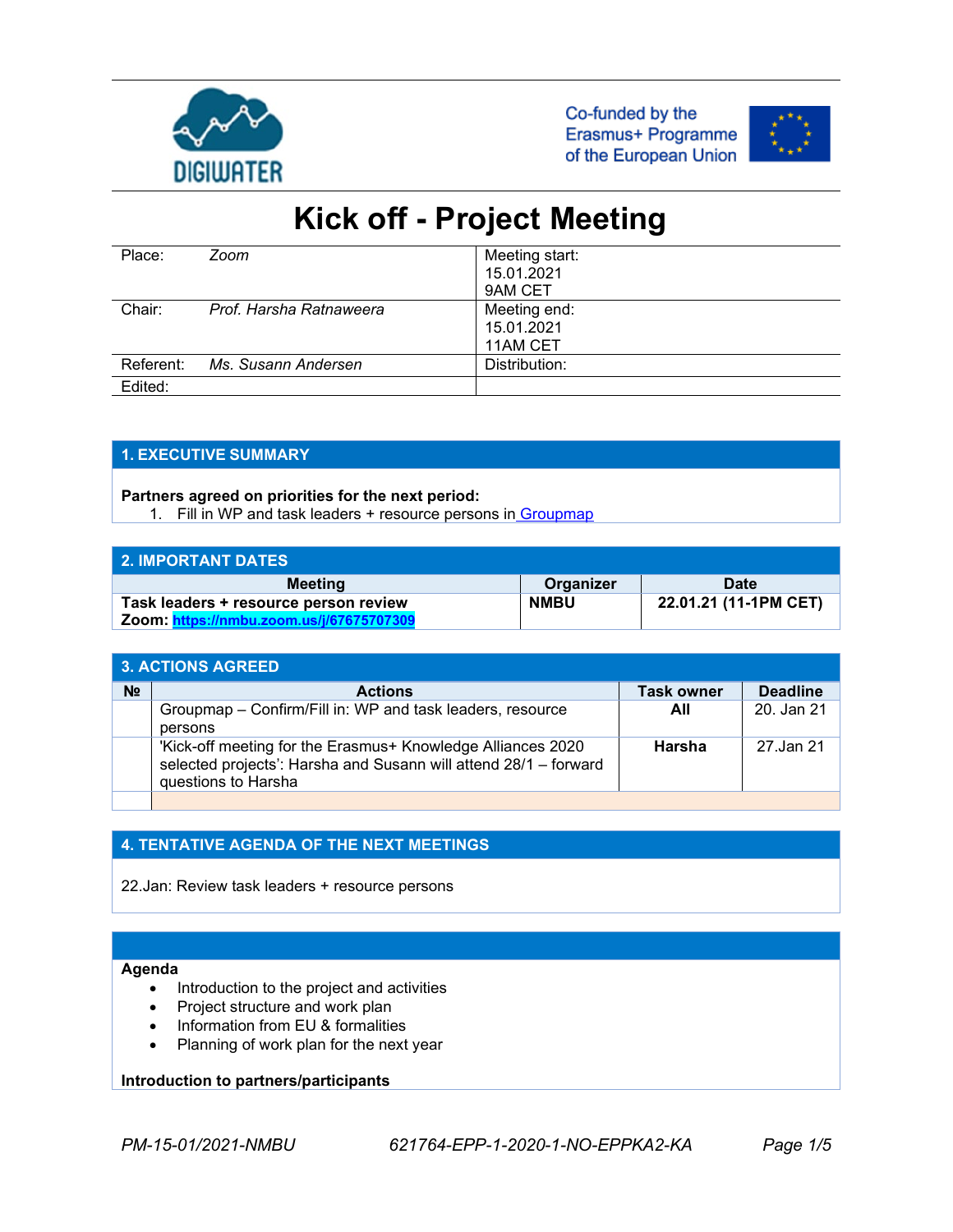DIGIWATER

Co-funded by the Erasmus+ Programme of the European Union

# Kick off - Project Meeting

| | | |
|---|---|---|
| Place: | *Zoom* | Meeting start: 15.01.2021 9AM CET |
| Chair: | *Prof. Harsha Ratnaweera* | Meeting end: 15.01.2021 11AM CET |
| Referent: | *Ms. Susann Andersen* | Distribution: |
| Edited: | | |

## 1. EXECUTIVE SUMMARY

**Partners agreed on priorities for the next period:**

1. Fill in WP and task leaders + resource persons in Groupmap

## 2. IMPORTANT DATES

| Meeting | Organizer | Date |
|---|---|---|
| **Task leaders + resource person review**<br>**Zoom: https://nmbu.zoom.us/j/67675707309** | **NMBU** | **22.01.21 (11-1PM CET)** |

## 3. ACTIONS AGREED

| № | Actions | Task owner | Deadline |
|---|---|---|---|
| | Groupmap – Confirm/Fill in: WP and task leaders, resource persons | **All** | 20. Jan 21 |
| | 'Kick-off meeting for the Erasmus+ Knowledge Alliances 2020 selected projects': Harsha and Susann will attend 28/1 – forward questions to Harsha | **Harsha** | 27.Jan 21 |
| | | | |

## 4. TENTATIVE AGENDA OF THE NEXT MEETINGS

22.Jan: Review task leaders + resource persons

**Agenda**

- Introduction to the project and activities
- Project structure and work plan
- Information from EU & formalities
- Planning of work plan for the next year

**Introduction to partners/participants**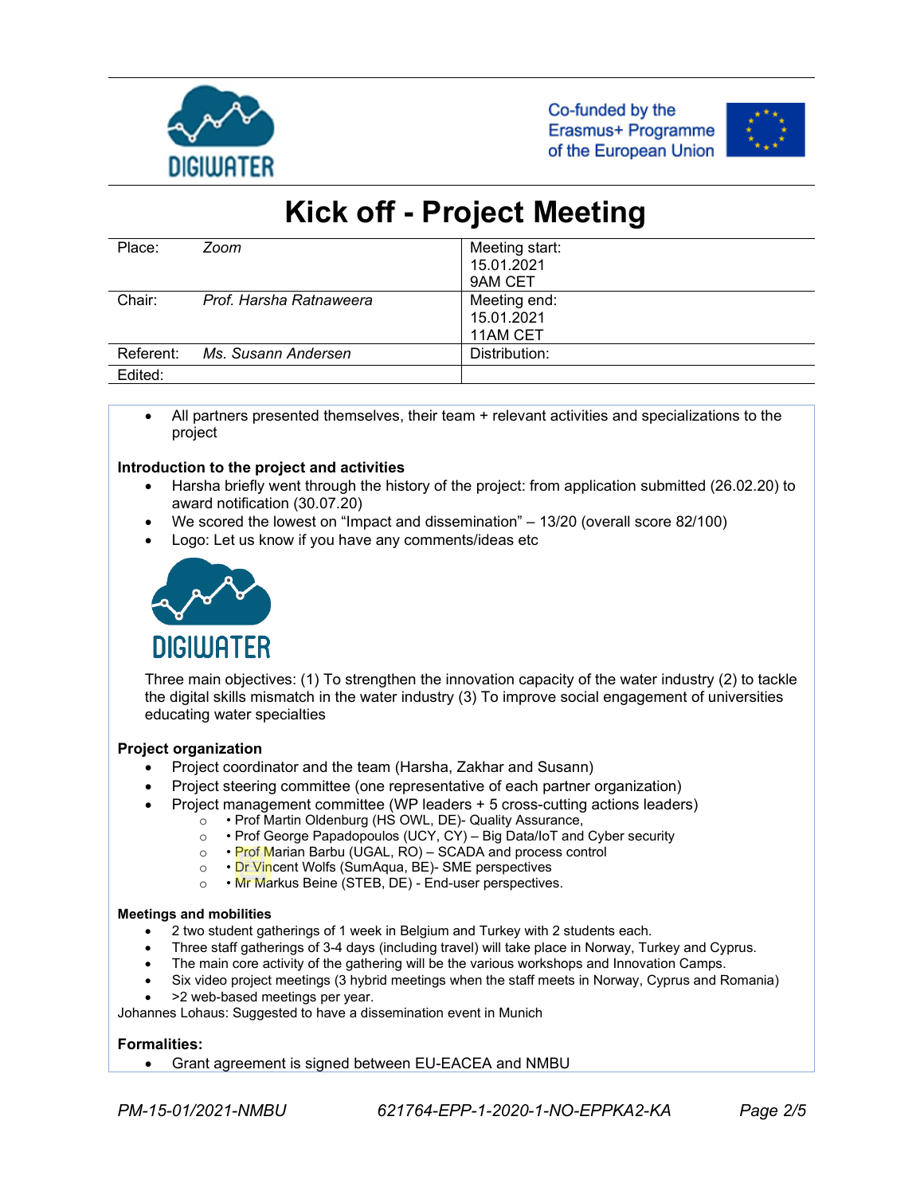# Kick off - Project Meeting

| Place: | *Zoom* | Meeting start: 15.01.2021 9AM CET |
|---|---|---|
| Chair: | *Prof. Harsha Ratnaweera* | Meeting end: 15.01.2021 11AM CET |
| Referent: | *Ms. Susann Andersen* | Distribution: |
| Edited: | | |

- All partners presented themselves, their team + relevant activities and specializations to the project

**Introduction to the project and activities**

- Harsha briefly went through the history of the project: from application submitted (26.02.20) to award notification (30.07.20)
- We scored the lowest on "Impact and dissemination" – 13/20 (overall score 82/100)
- Logo: Let us know if you have any comments/ideas etc

Three main objectives: (1) To strengthen the innovation capacity of the water industry (2) to tackle the digital skills mismatch in the water industry (3) To improve social engagement of universities educating water specialties

**Project organization**

- Project coordinator and the team (Harsha, Zakhar and Susann)
- Project steering committee (one representative of each partner organization)
- Project management committee (WP leaders + 5 cross-cutting actions leaders)
  - • Prof Martin Oldenburg (HS OWL, DE)- Quality Assurance,
  - • Prof George Papadopoulos (UCY, CY) – Big Data/IoT and Cyber security
  - • Prof Marian Barbu (UGAL, RO) – SCADA and process control
  - • Dr Vincent Wolfs (SumAqua, BE)- SME perspectives
  - • Mr Markus Beine (STEB, DE) - End-user perspectives.

**Meetings and mobilities**

- 2 two student gatherings of 1 week in Belgium and Turkey with 2 students each.
- Three staff gatherings of 3-4 days (including travel) will take place in Norway, Turkey and Cyprus.
- The main core activity of the gathering will be the various workshops and Innovation Camps.
- Six video project meetings (3 hybrid meetings when the staff meets in Norway, Cyprus and Romania)
- >2 web-based meetings per year.

Johannes Lohaus: Suggested to have a dissemination event in Munich

**Formalities:**

- Grant agreement is signed between EU-EACEA and NMBU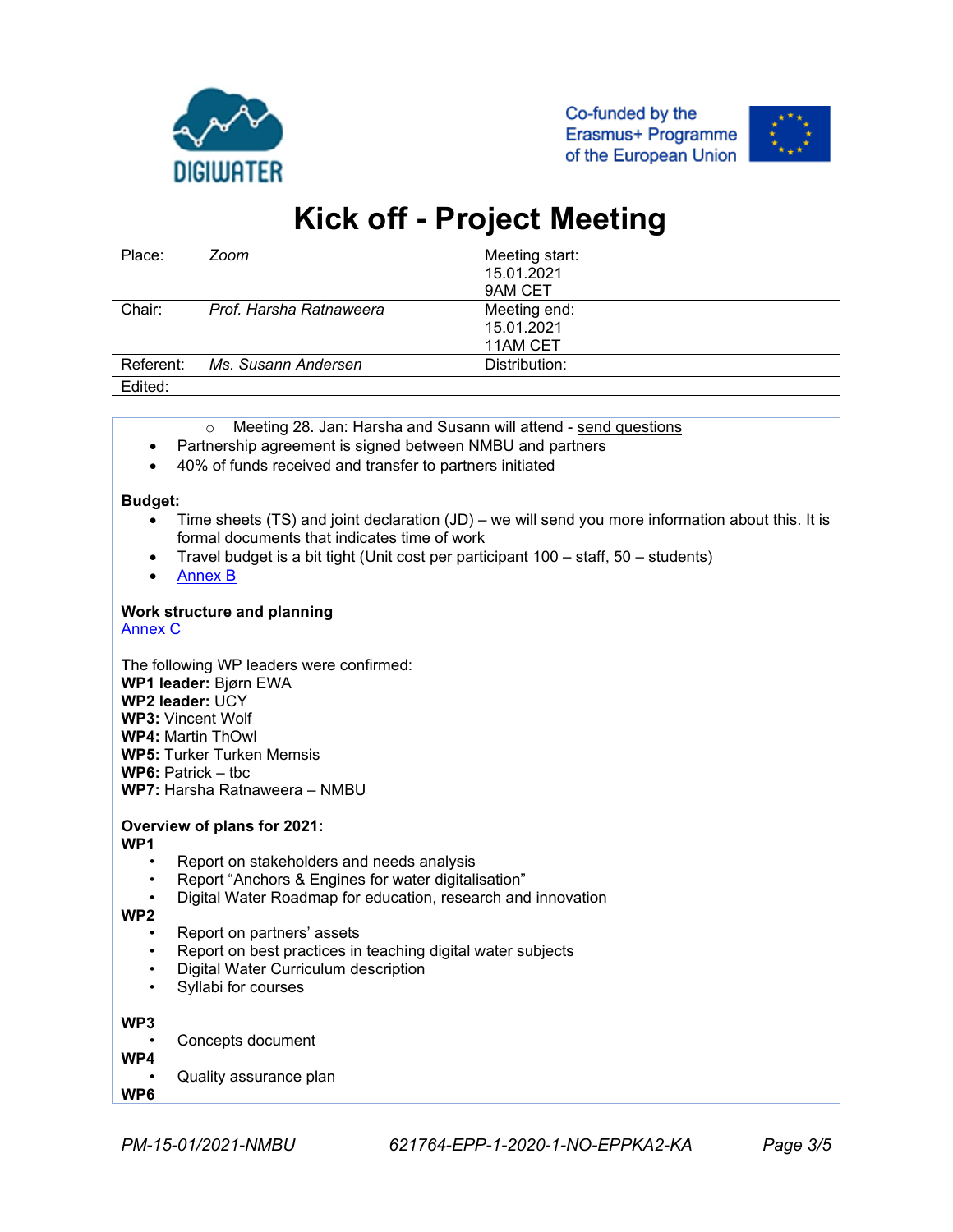# Kick off - Project Meeting

| Place: Zoom | Meeting start: 15.01.2021 9AM CET |
|---|---|
| Chair: *Prof. Harsha Ratnaweera* | Meeting end: 15.01.2021 11AM CET |
| Referent: *Ms. Susann Andersen* | Distribution: |
| Edited: | |

  - Meeting 28. Jan: Harsha and Susann will attend - send questions
- Partnership agreement is signed between NMBU and partners
- 40% of funds received and transfer to partners initiated

**Budget:**

- Time sheets (TS) and joint declaration (JD) – we will send you more information about this. It is formal documents that indicates time of work
- Travel budget is a bit tight (Unit cost per participant 100 – staff, 50 – students)
- Annex B

**Work structure and planning**

Annex C

The following WP leaders were confirmed:
**WP1 leader:** Bjørn EWA
**WP2 leader:** UCY
**WP3:** Vincent Wolf
**WP4:** Martin ThOwl
**WP5:** Turker Turken Memsis
**WP6:** Patrick – tbc
**WP7:** Harsha Ratnaweera – NMBU

**Overview of plans for 2021:**

**WP1**

- Report on stakeholders and needs analysis
- Report "Anchors & Engines for water digitalisation"
- Digital Water Roadmap for education, research and innovation

**WP2**

- Report on partners' assets
- Report on best practices in teaching digital water subjects
- Digital Water Curriculum description
- Syllabi for courses

**WP3**

- Concepts document

**WP4**

- Quality assurance plan

**WP6**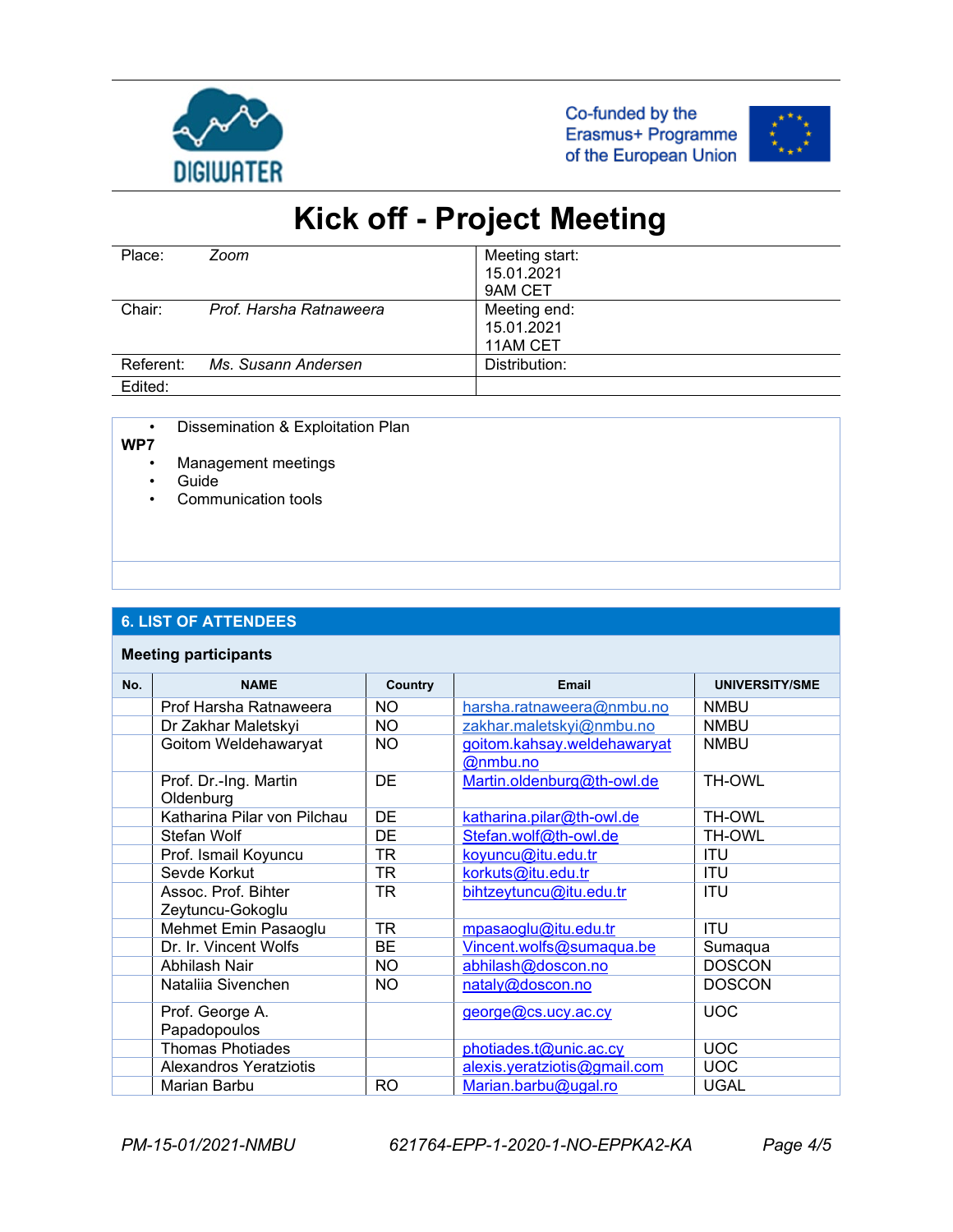# Kick off - Project Meeting

| Place: Zoom | Meeting start: 15.01.2021 9AM CET |
|---|---|
| Chair: *Prof. Harsha Ratnaweera* | Meeting end: 15.01.2021 11AM CET |
| Referent: *Ms. Susann Andersen* | Distribution: |
| Edited: | |

- Dissemination & Exploitation Plan

**WP7**

- Management meetings
- Guide
- Communication tools

## 6. LIST OF ATTENDEES

**Meeting participants**

| No. | NAME | Country | Email | UNIVERSITY/SME |
|---|---|---|---|---|
| | Prof Harsha Ratnaweera | NO | harsha.ratnaweera@nmbu.no | NMBU |
| | Dr Zakhar Maletskyi | NO | zakhar.maletskyi@nmbu.no | NMBU |
| | Goitom Weldehawaryat | NO | goitom.kahsay.weldehawaryat@nmbu.no | NMBU |
| | Prof. Dr.-Ing. Martin Oldenburg | DE | Martin.oldenburg@th-owl.de | TH-OWL |
| | Katharina Pilar von Pilchau | DE | katharina.pilar@th-owl.de | TH-OWL |
| | Stefan Wolf | DE | Stefan.wolf@th-owl.de | TH-OWL |
| | Prof. Ismail Koyuncu | TR | koyuncu@itu.edu.tr | ITU |
| | Sevde Korkut | TR | korkuts@itu.edu.tr | ITU |
| | Assoc. Prof. Bihter Zeytuncu-Gokoglu | TR | bihtzeytuncu@itu.edu.tr | ITU |
| | Mehmet Emin Pasaoglu | TR | mpasaoglu@itu.edu.tr | ITU |
| | Dr. Ir. Vincent Wolfs | BE | Vincent.wolfs@sumaqua.be | Sumaqua |
| | Abhilash Nair | NO | abhilash@doscon.no | DOSCON |
| | Nataliia Sivenchen | NO | nataly@doscon.no | DOSCON |
| | Prof. George A. Papadopoulos | | george@cs.ucy.ac.cy | UOC |
| | Thomas Photiades | | photiades.t@unic.ac.cy | UOC |
| | Alexandros Yeratziotis | | alexis.yeratziotis@gmail.com | UOC |
| | Marian Barbu | RO | Marian.barbu@ugal.ro | UGAL |

PM-15-01/2021-NMBU 621764-EPP-1-2020-1-NO-EPPKA2-KA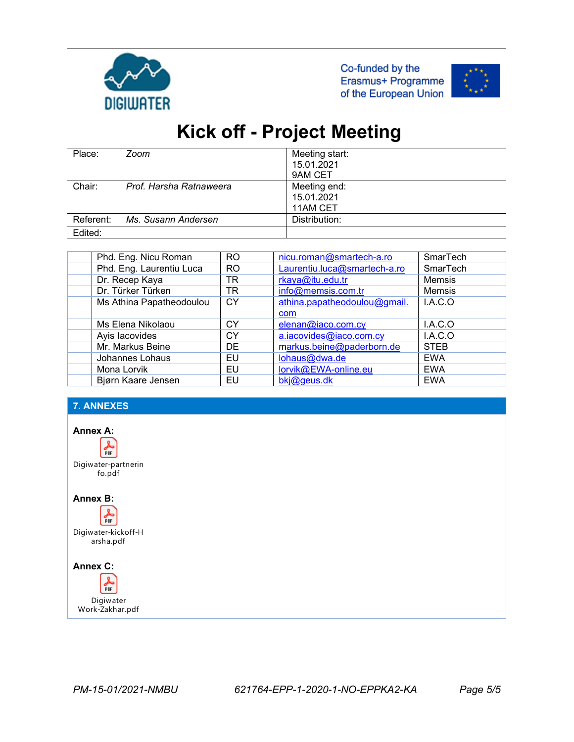# Kick off - Project Meeting

| | | | |
|---|---|---|---|
| Place: | *Zoom* | Meeting start: 15.01.2021 9AM CET | |
| Chair: | *Prof. Harsha Ratnaweera* | Meeting end: 15.01.2021 11AM CET | |
| Referent: | *Ms. Susann Andersen* | Distribution: | |
| Edited: | | | |

| | | | | |
|---|---|---|---|---|
| | Phd. Eng. Nicu Roman | RO | nicu.roman@smartech-a.ro | SmarTech |
| | Phd. Eng. Laurentiu Luca | RO | Laurentiu.luca@smartech-a.ro | SmarTech |
| | Dr. Recep Kaya | TR | rkaya@itu.edu.tr | Memsis |
| | Dr. Türker Türken | TR | info@memsis.com.tr | Memsis |
| | Ms Athina Papatheodoulou | CY | athina.papatheodoulou@gmail.com | I.A.C.O |
| | Ms Elena Nikolaou | CY | elenan@iaco.com.cy | I.A.C.O |
| | Ayis Iacovides | CY | a.iacovides@iaco.com.cy | I.A.C.O |
| | Mr. Markus Beine | DE | markus.beine@paderborn.de | STEB |
| | Johannes Lohaus | EU | lohaus@dwa.de | EWA |
| | Mona Lorvik | EU | lorvik@EWA-online.eu | EWA |
| | Bjørn Kaare Jensen | EU | bkj@geus.dk | EWA |

## 7. ANNEXES

**Annex A:**

Digiwater-partnerinfo.pdf

**Annex B:**

Digiwater-kickoff-Harsha.pdf

**Annex C:**

Digiwater Work-Zakhar.pdf